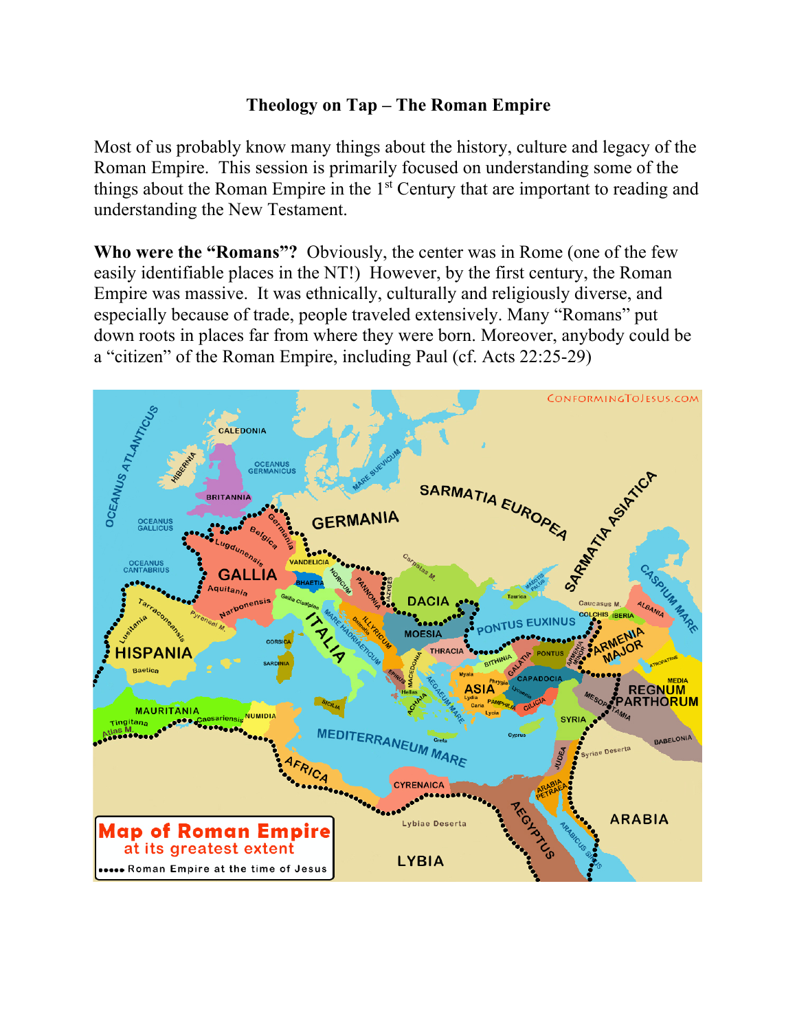# Theology on Tap – The Roman Empire

Most of us probably know many things about the history, culture and legacy of the Roman Empire. This session is primarily focused on understanding some of the things about the Roman Empire in the 1st Century that are important to reading and understanding the New Testament.

**Who were the "Romans"?** Obviously, the center was in Rome (one of the few easily identifiable places in the NT!) However, by the first century, the Roman Empire was massive. It was ethnically, culturally and religiously diverse, and especially because of trade, people traveled extensively. Many "Romans" put down roots in places far from where they were born. Moreover, anybody could be a "citizen" of the Roman Empire, including Paul (cf. Acts 22:25-29)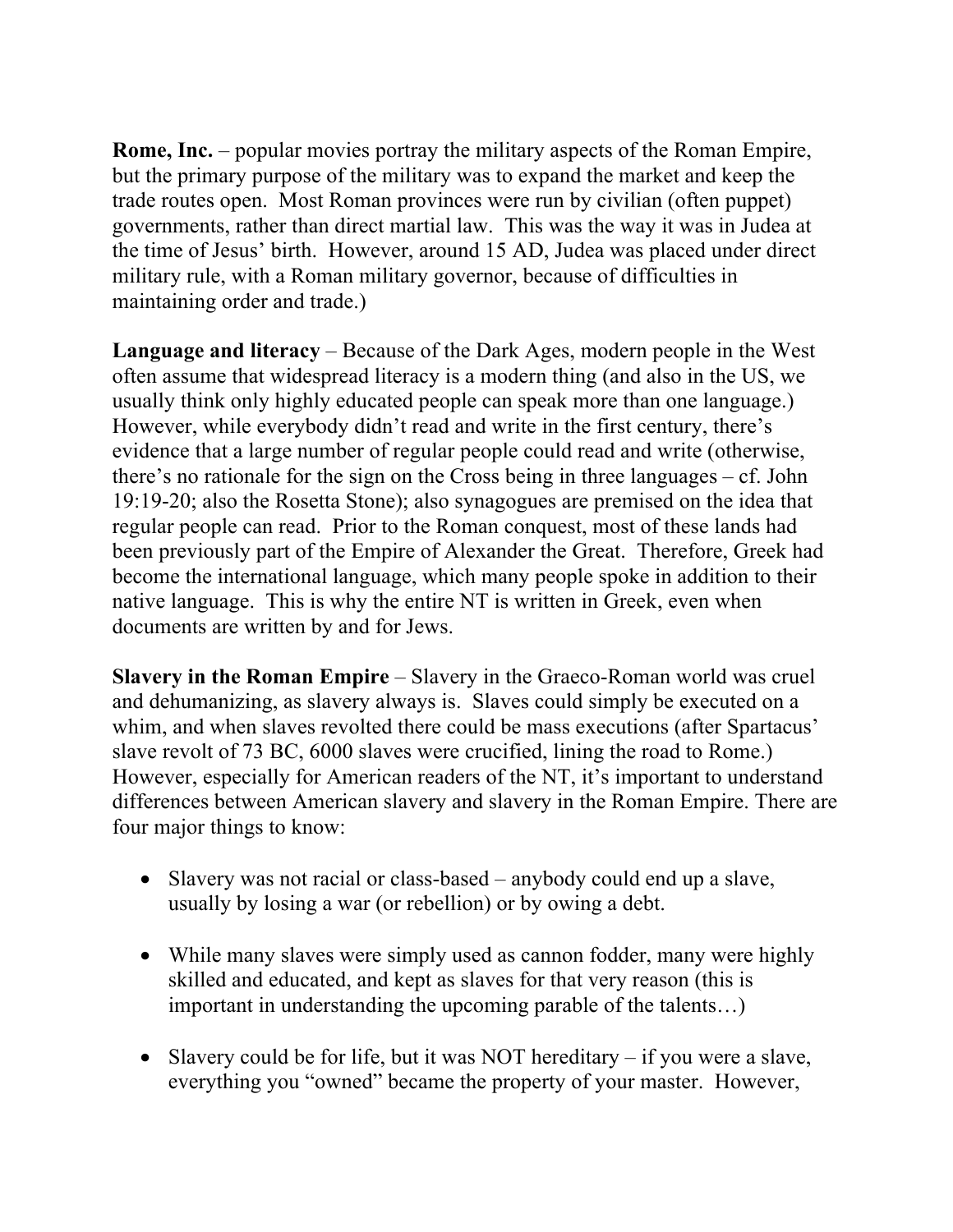**Rome, Inc.** – popular movies portray the military aspects of the Roman Empire, but the primary purpose of the military was to expand the market and keep the trade routes open. Most Roman provinces were run by civilian (often puppet) governments, rather than direct martial law. This was the way it was in Judea at the time of Jesus' birth. However, around 15 AD, Judea was placed under direct military rule, with a Roman military governor, because of difficulties in maintaining order and trade.)

**Language and literacy** – Because of the Dark Ages, modern people in the West often assume that widespread literacy is a modern thing (and also in the US, we usually think only highly educated people can speak more than one language.) However, while everybody didn't read and write in the first century, there's evidence that a large number of regular people could read and write (otherwise, there's no rationale for the sign on the Cross being in three languages – cf. John 19:19-20; also the Rosetta Stone); also synagogues are premised on the idea that regular people can read. Prior to the Roman conquest, most of these lands had been previously part of the Empire of Alexander the Great. Therefore, Greek had become the international language, which many people spoke in addition to their native language. This is why the entire NT is written in Greek, even when documents are written by and for Jews.

**Slavery in the Roman Empire** – Slavery in the Graeco-Roman world was cruel and dehumanizing, as slavery always is. Slaves could simply be executed on a whim, and when slaves revolted there could be mass executions (after Spartacus' slave revolt of 73 BC, 6000 slaves were crucified, lining the road to Rome.) However, especially for American readers of the NT, it's important to understand differences between American slavery and slavery in the Roman Empire. There are four major things to know:

- Slavery was not racial or class-based – anybody could end up a slave, usually by losing a war (or rebellion) or by owing a debt.

- While many slaves were simply used as cannon fodder, many were highly skilled and educated, and kept as slaves for that very reason (this is important in understanding the upcoming parable of the talents…)

- Slavery could be for life, but it was NOT hereditary – if you were a slave, everything you "owned" became the property of your master. However,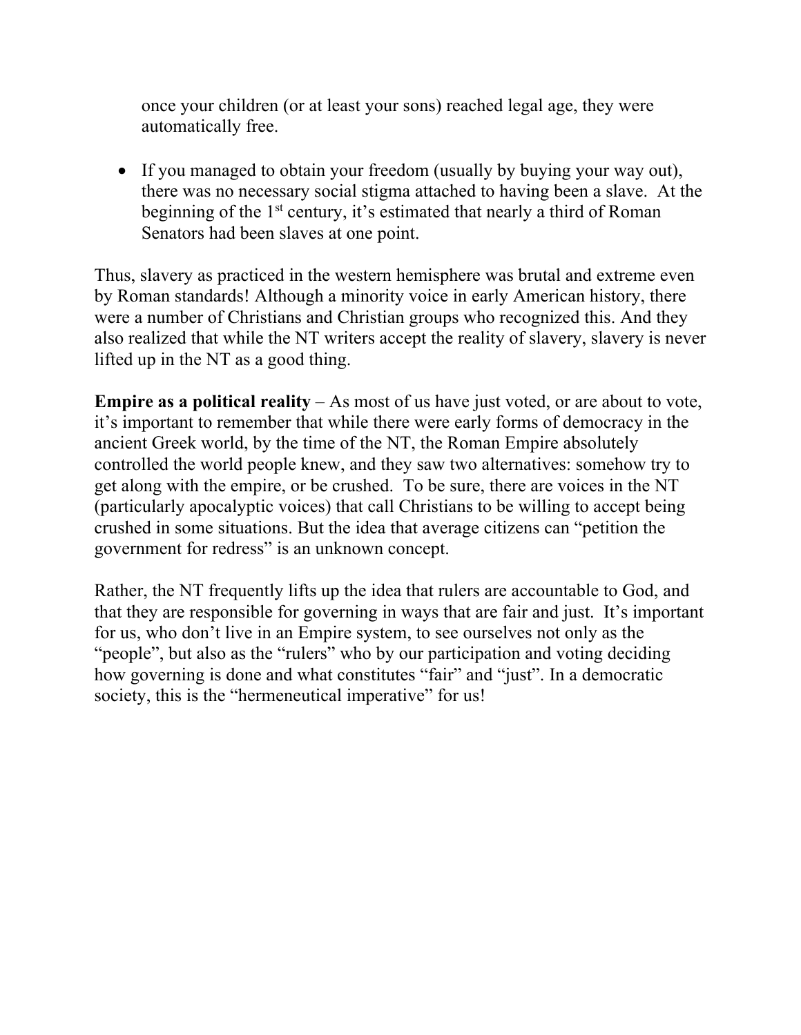once your children (or at least your sons) reached legal age, they were automatically free.

- If you managed to obtain your freedom (usually by buying your way out), there was no necessary social stigma attached to having been a slave. At the beginning of the 1st century, it's estimated that nearly a third of Roman Senators had been slaves at one point.

Thus, slavery as practiced in the western hemisphere was brutal and extreme even by Roman standards! Although a minority voice in early American history, there were a number of Christians and Christian groups who recognized this. And they also realized that while the NT writers accept the reality of slavery, slavery is never lifted up in the NT as a good thing.

**Empire as a political reality** – As most of us have just voted, or are about to vote, it's important to remember that while there were early forms of democracy in the ancient Greek world, by the time of the NT, the Roman Empire absolutely controlled the world people knew, and they saw two alternatives: somehow try to get along with the empire, or be crushed. To be sure, there are voices in the NT (particularly apocalyptic voices) that call Christians to be willing to accept being crushed in some situations. But the idea that average citizens can "petition the government for redress" is an unknown concept.

Rather, the NT frequently lifts up the idea that rulers are accountable to God, and that they are responsible for governing in ways that are fair and just. It's important for us, who don't live in an Empire system, to see ourselves not only as the "people", but also as the "rulers" who by our participation and voting deciding how governing is done and what constitutes "fair" and "just". In a democratic society, this is the "hermeneutical imperative" for us!